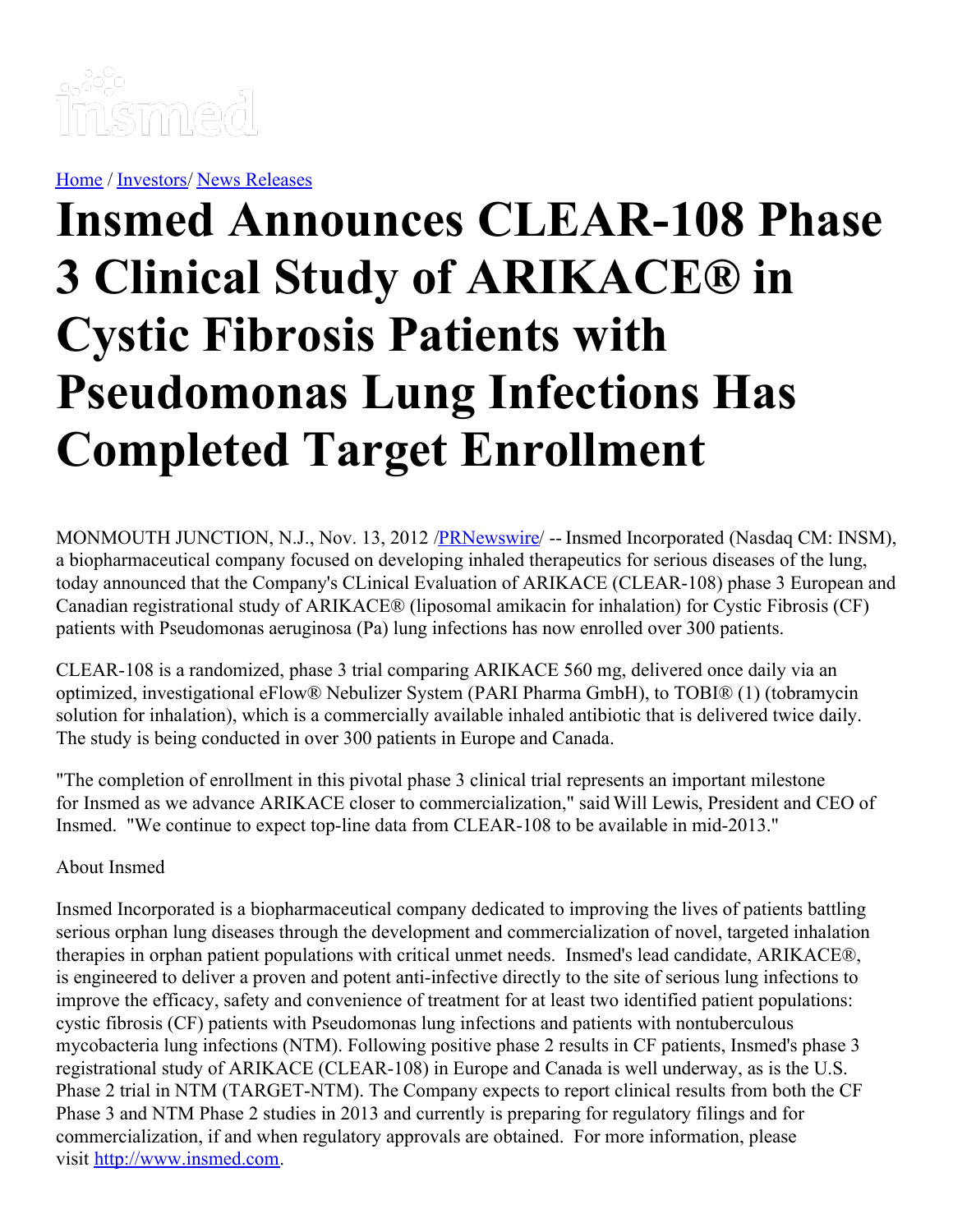Home / Investors/ News Releases

# Insmed Announces CLEAR-108 Phase 3 Clinical Study of ARIKACE® in Cystic Fibrosis Patients with Pseudomonas Lung Infections Has Completed Target Enrollment

MONMOUTH JUNCTION, N.J., Nov. 13, 2012 /PRNewswire/ -- Insmed Incorporated (Nasdaq CM: INSM), a biopharmaceutical company focused on developing inhaled therapeutics for serious diseases of the lung, today announced that the Company's CLinical Evaluation of ARIKACE (CLEAR-108) phase 3 European and Canadian registrational study of ARIKACE® (liposomal amikacin for inhalation) for Cystic Fibrosis (CF) patients with Pseudomonas aeruginosa (Pa) lung infections has now enrolled over 300 patients.

CLEAR-108 is a randomized, phase 3 trial comparing ARIKACE 560 mg, delivered once daily via an optimized, investigational eFlow® Nebulizer System (PARI Pharma GmbH), to TOBI® (1) (tobramycin solution for inhalation), which is a commercially available inhaled antibiotic that is delivered twice daily. The study is being conducted in over 300 patients in Europe and Canada.

"The completion of enrollment in this pivotal phase 3 clinical trial represents an important milestone for Insmed as we advance ARIKACE closer to commercialization," said Will Lewis, President and CEO of Insmed. "We continue to expect top-line data from CLEAR-108 to be available in mid-2013."

About Insmed

Insmed Incorporated is a biopharmaceutical company dedicated to improving the lives of patients battling serious orphan lung diseases through the development and commercialization of novel, targeted inhalation therapies in orphan patient populations with critical unmet needs. Insmed's lead candidate, ARIKACE®, is engineered to deliver a proven and potent anti-infective directly to the site of serious lung infections to improve the efficacy, safety and convenience of treatment for at least two identified patient populations: cystic fibrosis (CF) patients with Pseudomonas lung infections and patients with nontuberculous mycobacteria lung infections (NTM). Following positive phase 2 results in CF patients, Insmed's phase 3 registrational study of ARIKACE (CLEAR-108) in Europe and Canada is well underway, as is the U.S. Phase 2 trial in NTM (TARGET-NTM). The Company expects to report clinical results from both the CF Phase 3 and NTM Phase 2 studies in 2013 and currently is preparing for regulatory filings and for commercialization, if and when regulatory approvals are obtained. For more information, please visit http://www.insmed.com.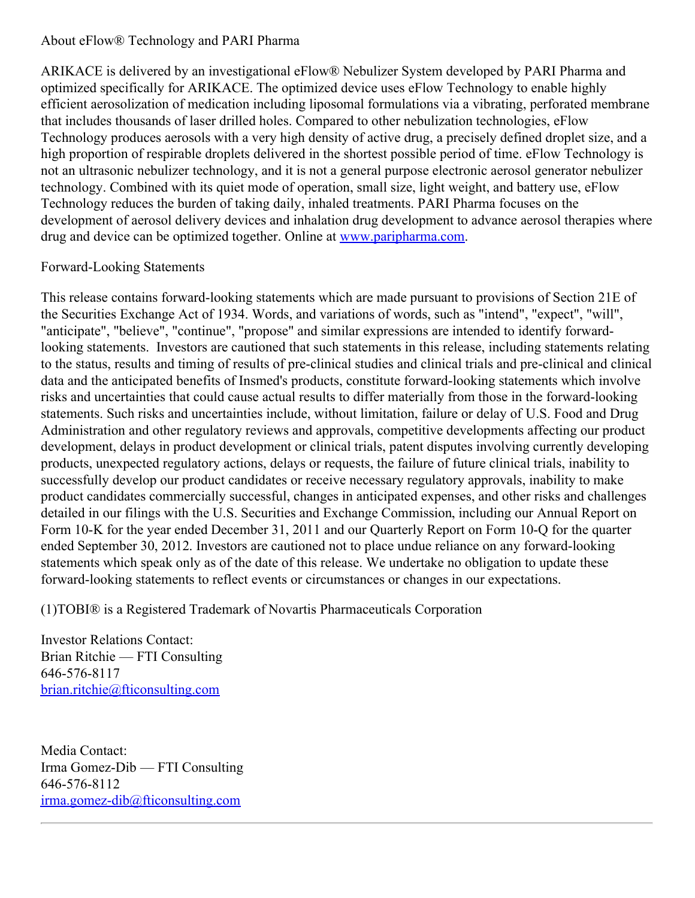About eFlow® Technology and PARI Pharma

ARIKACE is delivered by an investigational eFlow® Nebulizer System developed by PARI Pharma and optimized specifically for ARIKACE. The optimized device uses eFlow Technology to enable highly efficient aerosolization of medication including liposomal formulations via a vibrating, perforated membrane that includes thousands of laser drilled holes. Compared to other nebulization technologies, eFlow Technology produces aerosols with a very high density of active drug, a precisely defined droplet size, and a high proportion of respirable droplets delivered in the shortest possible period of time. eFlow Technology is not an ultrasonic nebulizer technology, and it is not a general purpose electronic aerosol generator nebulizer technology. Combined with its quiet mode of operation, small size, light weight, and battery use, eFlow Technology reduces the burden of taking daily, inhaled treatments. PARI Pharma focuses on the development of aerosol delivery devices and inhalation drug development to advance aerosol therapies where drug and device can be optimized together. Online at [www.paripharma.com](http://www.paripharma.com).

Forward-Looking Statements

This release contains forward-looking statements which are made pursuant to provisions of Section 21E of the Securities Exchange Act of 1934. Words, and variations of words, such as "intend", "expect", "will", "anticipate", "believe", "continue", "propose" and similar expressions are intended to identify forward-looking statements. Investors are cautioned that such statements in this release, including statements relating to the status, results and timing of results of pre-clinical studies and clinical trials and pre-clinical and clinical data and the anticipated benefits of Insmed's products, constitute forward-looking statements which involve risks and uncertainties that could cause actual results to differ materially from those in the forward-looking statements. Such risks and uncertainties include, without limitation, failure or delay of U.S. Food and Drug Administration and other regulatory reviews and approvals, competitive developments affecting our product development, delays in product development or clinical trials, patent disputes involving currently developing products, unexpected regulatory actions, delays or requests, the failure of future clinical trials, inability to successfully develop our product candidates or receive necessary regulatory approvals, inability to make product candidates commercially successful, changes in anticipated expenses, and other risks and challenges detailed in our filings with the U.S. Securities and Exchange Commission, including our Annual Report on Form 10-K for the year ended December 31, 2011 and our Quarterly Report on Form 10-Q for the quarter ended September 30, 2012. Investors are cautioned not to place undue reliance on any forward-looking statements which speak only as of the date of this release. We undertake no obligation to update these forward-looking statements to reflect events or circumstances or changes in our expectations.

(1)TOBI® is a Registered Trademark of Novartis Pharmaceuticals Corporation

Investor Relations Contact:
Brian Ritchie — FTI Consulting
646-576-8117
[brian.ritchie@fticonsulting.com](mailto:brian.ritchie@fticonsulting.com)

Media Contact:
Irma Gomez-Dib — FTI Consulting
646-576-8112
[irma.gomez-dib@fticonsulting.com](mailto:irma.gomez-dib@fticonsulting.com)